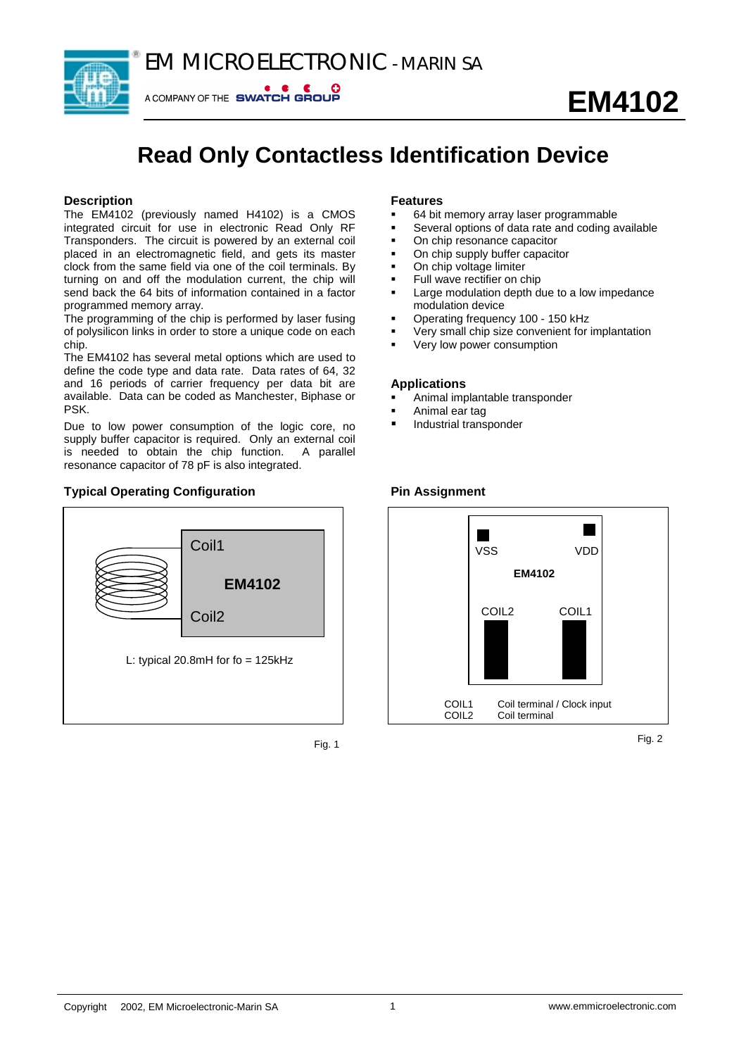# EM MICROELECTRONIC - MARIN SA

A COMPANY OF THE SWATCH GROUP

# EM4102

# Read Only Contactless Identification Device

## Description

The EM4102 (previously named H4102) is a CMOS integrated circuit for use in electronic Read Only RF Transponders. The circuit is powered by an external coil placed in an electromagnetic field, and gets its master clock from the same field via one of the coil terminals. By turning on and off the modulation current, the chip will send back the 64 bits of information contained in a factor programmed memory array.

The programming of the chip is performed by laser fusing of polysilicon links in order to store a unique code on each chip.

The EM4102 has several metal options which are used to define the code type and data rate. Data rates of 64, 32 and 16 periods of carrier frequency per data bit are available. Data can be coded as Manchester, Biphase or PSK.

Due to low power consumption of the logic core, no supply buffer capacitor is required. Only an external coil is needed to obtain the chip function. A parallel resonance capacitor of 78 pF is also integrated.

## Features

- 64 bit memory array laser programmable
- Several options of data rate and coding available
- On chip resonance capacitor
- On chip supply buffer capacitor
- On chip voltage limiter
- Full wave rectifier on chip
- Large modulation depth due to a low impedance modulation device
- Operating frequency 100 - 150 kHz
- Very small chip size convenient for implantation
- Very low power consumption

## Applications

- Animal implantable transponder
- Animal ear tag
- Industrial transponder

## Typical Operating Configuration

Coil1

EM4102

Coil2

L: typical 20.8mH for fo = 125kHz

Fig. 1

## Pin Assignment

VSS VDD

EM4102

COIL2 COIL1

| | |
|---|---|
| COIL1 | Coil terminal / Clock input |
| COIL2 | Coil terminal |

Fig. 2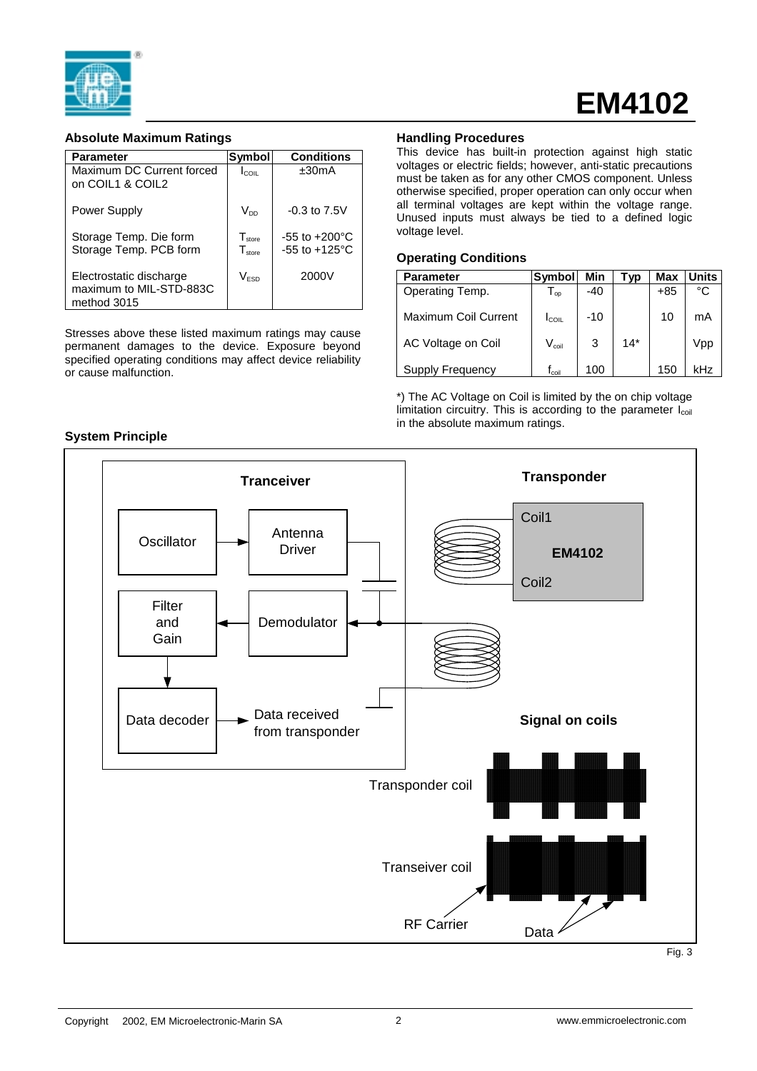# EM4102

## Absolute Maximum Ratings

| Parameter | Symbol | Conditions |
|---|---|---|
| Maximum DC Current forced on COIL1 & COIL2 | $I_{COIL}$ | ±30mA |
| Power Supply | $V_{DD}$ | -0.3 to 7.5V |
| Storage Temp. Die form<br>Storage Temp. PCB form | $T_{store}$<br>$T_{store}$ | -55 to +200°C<br>-55 to +125°C |
| Electrostatic discharge maximum to MIL-STD-883C method 3015 | $V_{ESD}$ | 2000V |

Stresses above these listed maximum ratings may cause permanent damages to the device. Exposure beyond specified operating conditions may affect device reliability or cause malfunction.

## Handling Procedures

This device has built-in protection against high static voltages or electric fields; however, anti-static precautions must be taken as for any other CMOS component. Unless otherwise specified, proper operation can only occur when all terminal voltages are kept within the voltage range. Unused inputs must always be tied to a defined logic voltage level.

## Operating Conditions

| Parameter | Symbol | Min | Typ | Max | Units |
|---|---|---|---|---|---|
| Operating Temp. | $T_{op}$ | -40 | | +85 | °C |
| Maximum Coil Current | $I_{COIL}$ | -10 | | 10 | mA |
| AC Voltage on Coil | $V_{coil}$ | 3 | 14* | | Vpp |
| Supply Frequency | $f_{coil}$ | 100 | | 150 | kHz |

*) The AC Voltage on Coil is limited by the on chip voltage limitation circuitry. This is according to the parameter $I_{coil}$ in the absolute maximum ratings.

## System Principle

Tranceiver: Oscillator → Antenna Driver; Demodulator → Filter and Gain → Data decoder → Data received from transponder

Transponder: Coil1, EM4102, Coil2

Signal on coils: Transponder coil; Transeiver coil; RF Carrier; Data

Fig. 3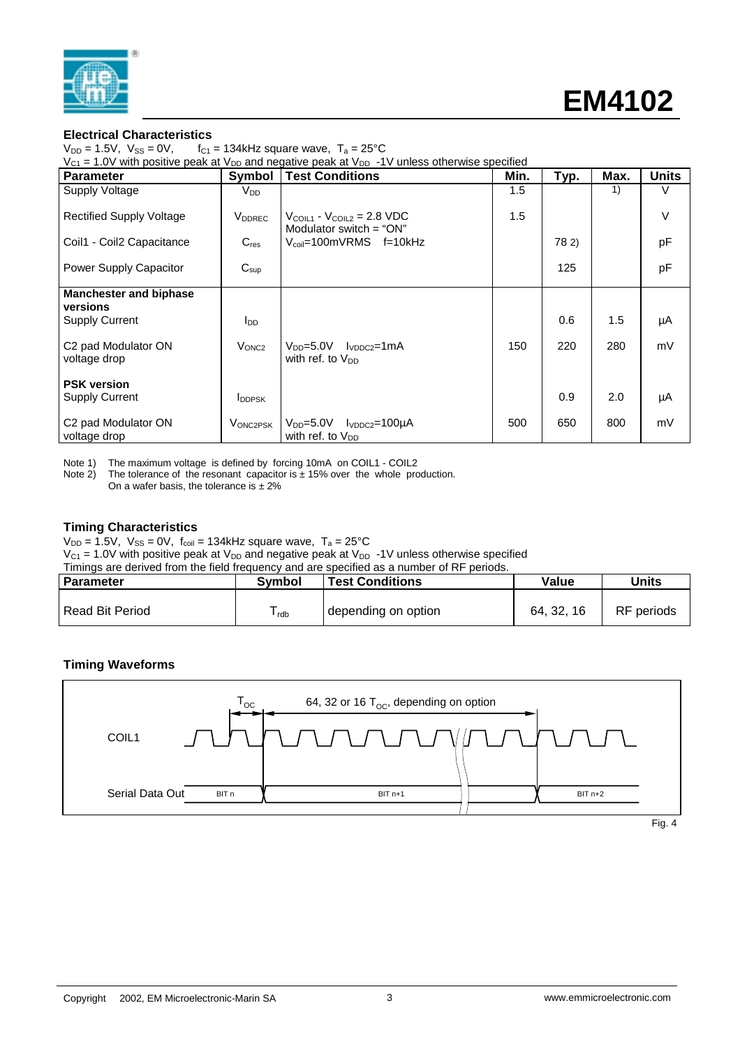### Electrical Characteristics

$V_{DD}$ = 1.5V, $V_{SS}$ = 0V, $f_{C1}$ = 134kHz square wave, $T_a$ = 25°C
$V_{C1}$ = 1.0V with positive peak at $V_{DD}$ and negative peak at $V_{DD}$ -1V unless otherwise specified

| Parameter | Symbol | Test Conditions | Min. | Typ. | Max. | Units |
|---|---|---|---|---|---|---|
| Supply Voltage | $V_{DD}$ | | 1.5 | | 1) | V |
| Rectified Supply Voltage | $V_{DDREC}$ | $V_{COIL1}$ - $V_{COIL2}$ = 2.8 VDC Modulator switch = "ON" | 1.5 | | | V |
| Coil1 - Coil2 Capacitance | $C_{res}$ | $V_{coil}$=100mVRMS f=10kHz | | 78 2) | | pF |
| Power Supply Capacitor | $C_{sup}$ | | | 125 | | pF |
| **Manchester and biphase versions** | | | | | | |
| Supply Current | $I_{DD}$ | | | 0.6 | 1.5 | µA |
| C2 pad Modulator ON voltage drop | $V_{ONC2}$ | $V_{DD}$=5.0V $I_{VDDC2}$=1mA with ref. to $V_{DD}$ | 150 | 220 | 280 | mV |
| **PSK version** | | | | | | |
| Supply Current | $I_{DDPSK}$ | | | 0.9 | 2.0 | µA |
| C2 pad Modulator ON voltage drop | $V_{ONC2PSK}$ | $V_{DD}$=5.0V $I_{VDDC2}$=100µA with ref. to $V_{DD}$ | 500 | 650 | 800 | mV |

Note 1) The maximum voltage is defined by forcing 10mA on COIL1 - COIL2
Note 2) The tolerance of the resonant capacitor is ± 15% over the whole production. On a wafer basis, the tolerance is ± 2%

### Timing Characteristics

$V_{DD}$ = 1.5V, $V_{SS}$ = 0V, $f_{coil}$ = 134kHz square wave, $T_a$ = 25°C
$V_{C1}$ = 1.0V with positive peak at $V_{DD}$ and negative peak at $V_{DD}$ -1V unless otherwise specified
Timings are derived from the field frequency and are specified as a number of RF periods.

| Parameter | Symbol | Test Conditions | Value | Units |
|---|---|---|---|---|
| Read Bit Period | $T_{rdb}$ | depending on option | 64, 32, 16 | RF periods |

### Timing Waveforms

$T_{OC}$ — 64, 32 or 16 $T_{OC}$, depending on option

COIL1

Serial Data Out: BIT n, BIT n+1, BIT n+2

Fig. 4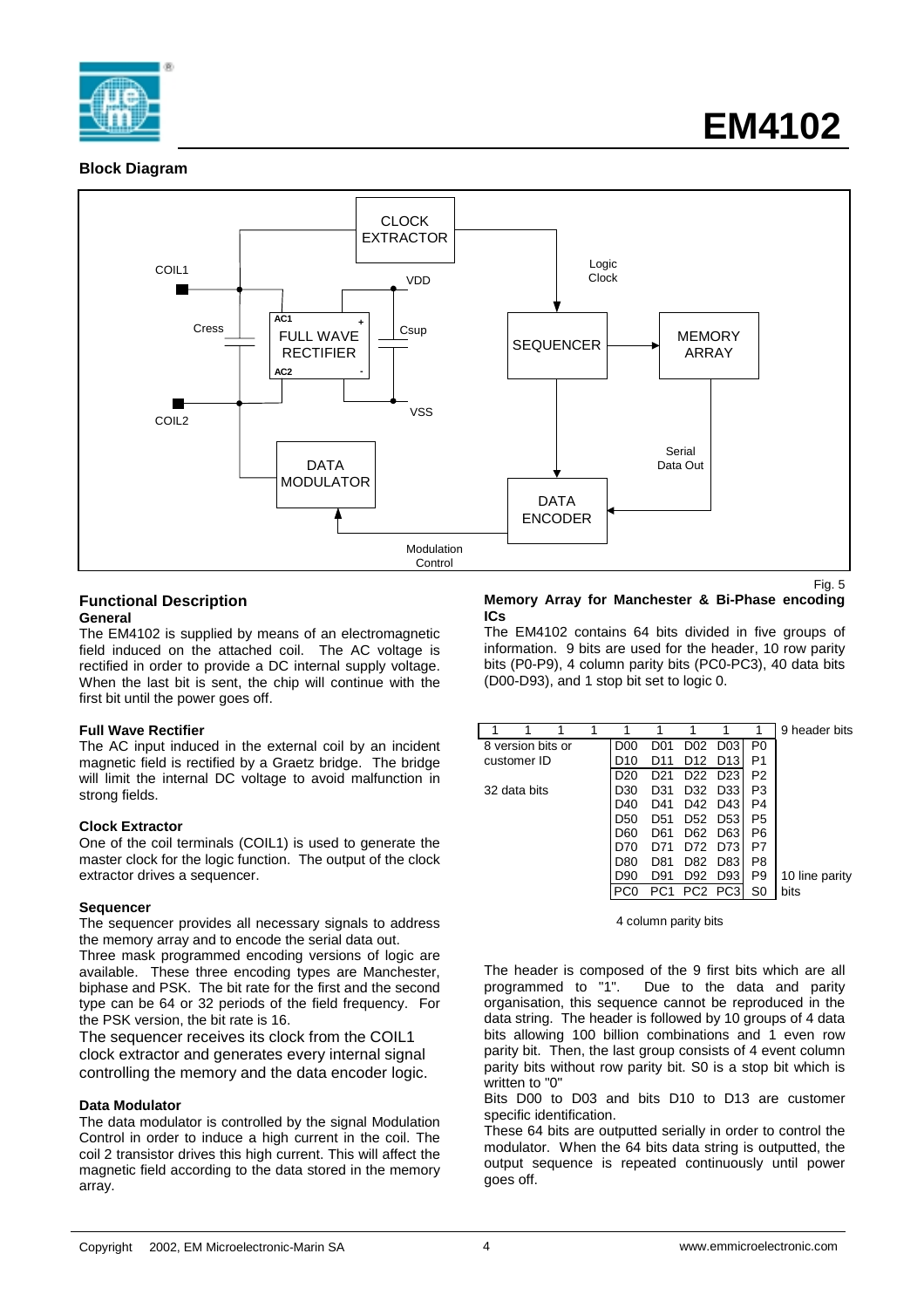## Block Diagram

CLOCK EXTRACTOR

COIL1

VDD

Logic Clock

AC1 +

Cress

FULL WAVE RECTIFIER

Csup

SEQUENCER

MEMORY ARRAY

AC2 -

COIL2

VSS

Serial Data Out

DATA MODULATOR

DATA ENCODER

Modulation Control

Fig. 5

## Functional Description

### General

The EM4102 is supplied by means of an electromagnetic field induced on the attached coil. The AC voltage is rectified in order to provide a DC internal supply voltage. When the last bit is sent, the chip will continue with the first bit until the power goes off.

### Full Wave Rectifier

The AC input induced in the external coil by an incident magnetic field is rectified by a Graetz bridge. The bridge will limit the internal DC voltage to avoid malfunction in strong fields.

### Clock Extractor

One of the coil terminals (COIL1) is used to generate the master clock for the logic function. The output of the clock extractor drives a sequencer.

### Sequencer

The sequencer provides all necessary signals to address the memory array and to encode the serial data out.

Three mask programmed encoding versions of logic are available. These three encoding types are Manchester, biphase and PSK. The bit rate for the first and the second type can be 64 or 32 periods of the field frequency. For the PSK version, the bit rate is 16.

The sequencer receives its clock from the COIL1 clock extractor and generates every internal signal controlling the memory and the data encoder logic.

### Data Modulator

The data modulator is controlled by the signal Modulation Control in order to induce a high current in the coil. The coil 2 transistor drives this high current. This will affect the magnetic field according to the data stored in the memory array.

### Memory Array for Manchester & Bi-Phase encoding ICs

The EM4102 contains 64 bits divided in five groups of information. 9 bits are used for the header, 10 row parity bits (P0-P9), 4 column parity bits (PC0-PC3), 40 data bits (D00-D93), and 1 stop bit set to logic 0.

| | | | | | | | | | |
|---|---|---|---|---|---|---|---|---|---|
| 1 | 1 | 1 | 1 | 1 | 1 | 1 | 1 | 1 | 9 header bits |
| 8 version bits or customer ID | | | | D00 | D01 | D02 | D03 | P0 | |
| | | | | D10 | D11 | D12 | D13 | P1 | |
| 32 data bits | | | | D20 | D21 | D22 | D23 | P2 | |
| | | | | D30 | D31 | D32 | D33 | P3 | |
| | | | | D40 | D41 | D42 | D43 | P4 | |
| | | | | D50 | D51 | D52 | D53 | P5 | |
| | | | | D60 | D61 | D62 | D63 | P6 | |
| | | | | D70 | D71 | D72 | D73 | P7 | |
| | | | | D80 | D81 | D82 | D83 | P8 | |
| | | | | D90 | D91 | D92 | D93 | P9 | 10 line parity bits |
| | | | | PC0 | PC1 | PC2 | PC3 | S0 | |

4 column parity bits

The header is composed of the 9 first bits which are all programmed to "1". Due to the data and parity organisation, this sequence cannot be reproduced in the data string. The header is followed by 10 groups of 4 data bits allowing 100 billion combinations and 1 even row parity bit. Then, the last group consists of 4 event column parity bits without row parity bit. S0 is a stop bit which is written to "0"

Bits D00 to D03 and bits D10 to D13 are customer specific identification.

These 64 bits are outputted serially in order to control the modulator. When the 64 bits data string is outputted, the output sequence is repeated continuously until power goes off.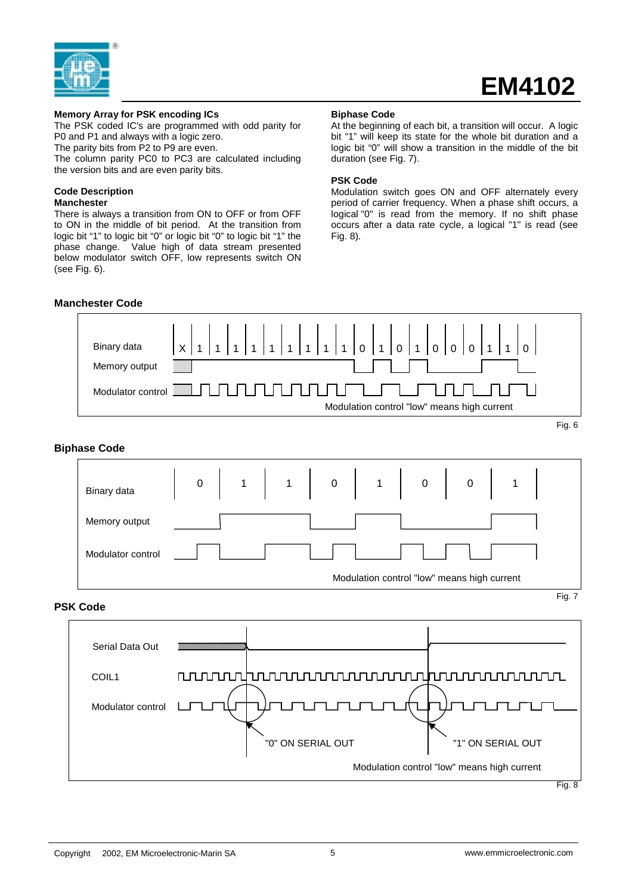**Memory Array for PSK encoding ICs**

The PSK coded IC's are programmed with odd parity for P0 and P1 and always with a logic zero.
The parity bits from P2 to P9 are even.
The column parity PC0 to PC3 are calculated including the version bits and are even parity bits.

**Code Description**

**Manchester**

There is always a transition from ON to OFF or from OFF to ON in the middle of bit period. At the transition from logic bit "1" to logic bit "0" or logic bit "0" to logic bit "1" the phase change. Value high of data stream presented below modulator switch OFF, low represents switch ON (see Fig. 6).

**Biphase Code**

At the beginning of each bit, a transition will occur. A logic bit "1" will keep its state for the whole bit duration and a logic bit "0" will show a transition in the middle of the bit duration (see Fig. 7).

**PSK Code**

Modulation switch goes ON and OFF alternately every period of carrier frequency. When a phase shift occurs, a logical "0" is read from the memory. If no shift phase occurs after a data rate cycle, a logical "1" is read (see Fig. 8).

### Manchester Code

Binary data: X 1 1 1 1 1 1 1 1 1 0 1 0 1 0 0 0 1 1 0

Memory output

Modulator control

Modulation control "low" means high current

Fig. 6

### Biphase Code

Binary data: 0 1 1 0 1 0 0 1

Memory output

Modulator control

Modulation control "low" means high current

Fig. 7

### PSK Code

Serial Data Out

COIL1

Modulator control

"0" ON SERIAL OUT

"1" ON SERIAL OUT

Modulation control "low" means high current

Fig. 8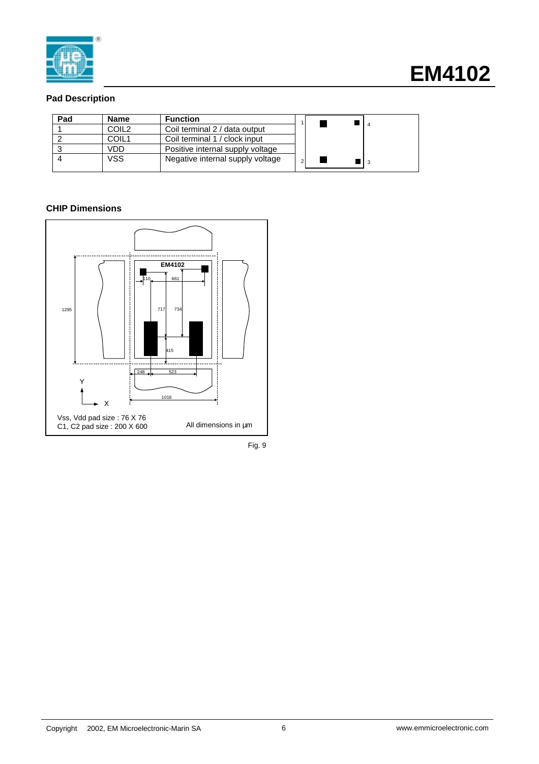## Pad Description

| Pad | Name | Function |
|---|---|---|
| 1 | COIL2 | Coil terminal 2 / data output |
| 2 | COIL1 | Coil terminal 1 / clock input |
| 3 | VDD | Positive internal supply voltage |
| 4 | VSS | Negative internal supply voltage |

## CHIP Dimensions

EM4102

110, 661, 717, 734, 1295, 415, 248, 523, 1016

Y

X

Vss, Vdd pad size : 76 X 76
C1, C2 pad size : 200 X 600

All dimensions in µm

Fig. 9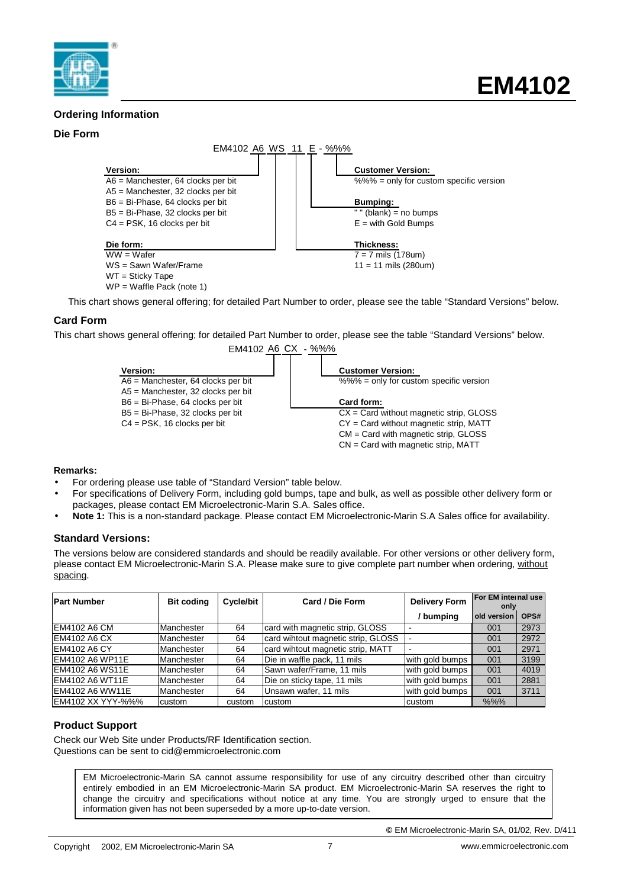## Ordering Information

### Die Form

EM4102 A6 WS 11 E - %%%

**Version:**
A6 = Manchester, 64 clocks per bit
A5 = Manchester, 32 clocks per bit
B6 = Bi-Phase, 64 clocks per bit
B5 = Bi-Phase, 32 clocks per bit
C4 = PSK, 16 clocks per bit

**Die form:**
WW = Wafer
WS = Sawn Wafer/Frame
WT = Sticky Tape
WP = Waffle Pack (note 1)

**Customer Version:**
%%% = only for custom specific version

**Bumping:**
" " (blank) = no bumps
E = with Gold Bumps

**Thickness:**
7 = 7 mils (178um)
11 = 11 mils (280um)

This chart shows general offering; for detailed Part Number to order, please see the table "Standard Versions" below.

### Card Form

This chart shows general offering; for detailed Part Number to order, please see the table "Standard Versions" below.

EM4102 A6 CX - %%%

**Version:**
A6 = Manchester, 64 clocks per bit
A5 = Manchester, 32 clocks per bit
B6 = Bi-Phase, 64 clocks per bit
B5 = Bi-Phase, 32 clocks per bit
C4 = PSK, 16 clocks per bit

**Customer Version:**
%%% = only for custom specific version

**Card form:**
CX = Card without magnetic strip, GLOSS
CY = Card without magnetic strip, MATT
CM = Card with magnetic strip, GLOSS
CN = Card with magnetic strip, MATT

**Remarks:**

- For ordering please use table of "Standard Version" table below.
- For specifications of Delivery Form, including gold bumps, tape and bulk, as well as possible other delivery form or packages, please contact EM Microelectronic-Marin S.A. Sales office.
- **Note 1:** This is a non-standard package. Please contact EM Microelectronic-Marin S.A Sales office for availability.

### Standard Versions:

The versions below are considered standards and should be readily available. For other versions or other delivery form, please contact EM Microelectronic-Marin S.A. Please make sure to give complete part number when ordering, without spacing.

| Part Number | Bit coding | Cycle/bit | Card / Die Form | Delivery Form | For EM internal use only | |
|---|---|---|---|---|---|---|
| | | | | / bumping | old version | OPS# |
| EM4102 A6 CM | Manchester | 64 | card with magnetic strip, GLOSS | - | 001 | 2973 |
| EM4102 A6 CX | Manchester | 64 | card wihtout magnetic strip, GLOSS | - | 001 | 2972 |
| EM4102 A6 CY | Manchester | 64 | card wihtout magnetic strip, MATT | - | 001 | 2971 |
| EM4102 A6 WP11E | Manchester | 64 | Die in waffle pack, 11 mils | with gold bumps | 001 | 3199 |
| EM4102 A6 WS11E | Manchester | 64 | Sawn wafer/Frame, 11 mils | with gold bumps | 001 | 4019 |
| EM4102 A6 WT11E | Manchester | 64 | Die on sticky tape, 11 mils | with gold bumps | 001 | 2881 |
| EM4102 A6 WW11E | Manchester | 64 | Unsawn wafer, 11 mils | with gold bumps | 001 | 3711 |
| EM4102 XX YYY-%%% | custom | custom | custom | custom | %%% | |

### Product Support

Check our Web Site under Products/RF Identification section.
Questions can be sent to cid@emmicroelectronic.com

EM Microelectronic-Marin SA cannot assume responsibility for use of any circuitry described other than circuitry entirely embodied in an EM Microelectronic-Marin SA product. EM Microelectronic-Marin SA reserves the right to change the circuitry and specifications without notice at any time. You are strongly urged to ensure that the information given has not been superseded by a more up-to-date version.

© EM Microelectronic-Marin SA, 01/02, Rev. D/411